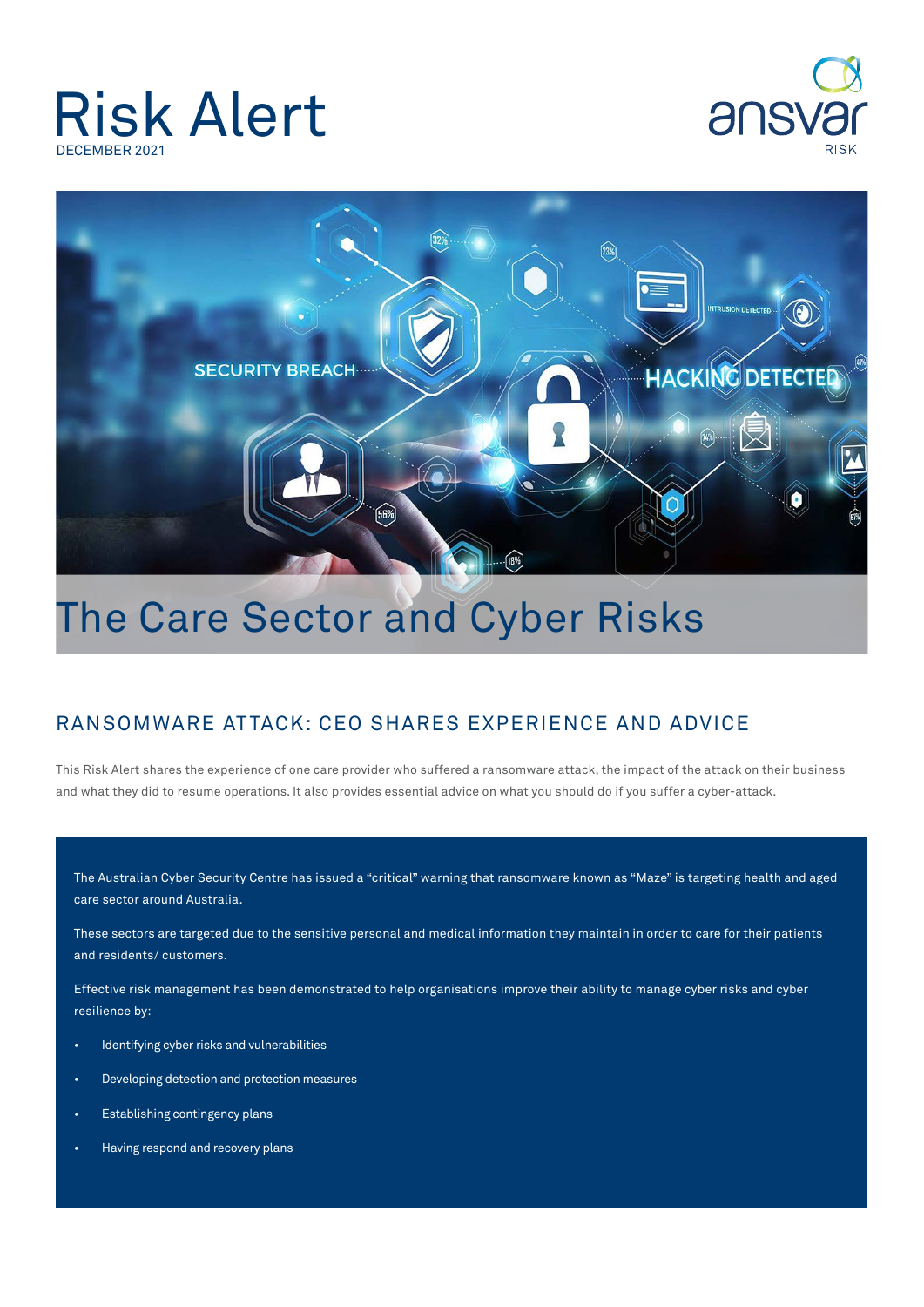# Risk Alert

DECEMBER 2021

ansvar RISK

# The Care Sector and Cyber Risks

## RANSOMWARE ATTACK: CEO SHARES EXPERIENCE AND ADVICE

This Risk Alert shares the experience of one care provider who suffered a ransomware attack, the impact of the attack on their business and what they did to resume operations. It also provides essential advice on what you should do if you suffer a cyber-attack.

The Australian Cyber Security Centre has issued a "critical" warning that ransomware known as "Maze" is targeting health and aged care sector around Australia.

These sectors are targeted due to the sensitive personal and medical information they maintain in order to care for their patients and residents/ customers.

Effective risk management has been demonstrated to help organisations improve their ability to manage cyber risks and cyber resilience by:

- Identifying cyber risks and vulnerabilities
- Developing detection and protection measures
- Establishing contingency plans
- Having respond and recovery plans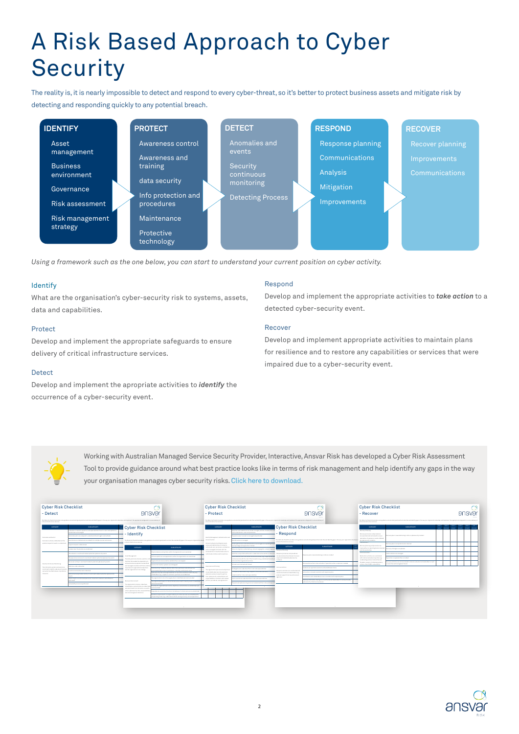# A Risk Based Approach to Cyber Security

The reality is, it is nearly impossible to detect and respond to every cyber-threat, so it's better to protect business assets and mitigate risk by detecting and responding quickly to any potential breach.

| IDENTIFY | PROTECT | DETECT | RESPOND | RECOVER |
|---|---|---|---|---|
| Asset management | Awareness control | Anomalies and events | Response planning | Recover planning |
| Business environment | Awareness and training | Security continuous monitoring | Communications | Improvements |
| Governance | data security | Detecting Process | Analysis | Communications |
| Risk assessment | Info protection and procedures | | Mitigation | |
| Risk management strategy | Maintenance | | Improvements | |
| | Protective technology | | | |

*Using a framework such as the one below, you can start to understand your current position on cyber activity.*

### Identify

What are the organisation's cyber-security risk to systems, assets, data and capabilities.

### Protect

Develop and implement the appropriate safeguards to ensure delivery of critical infrastructure services.

### Detect

Develop and implement the apropriate activities to ***identify*** the occurrence of a cyber-security event.

### Respond

Develop and implement the appropriate activities to ***take action*** to a detected cyber-security event.

### Recover

Develop and implement appropriate activities to maintain plans for resilience and to restore any capabilities or services that were impaired due to a cyber-security event.

Working with Australian Managed Service Security Provider, Interactive, Ansvar Risk has developed a Cyber Risk Assessment Tool to provide guidance around what best practice looks like in terms of risk management and help identify any gaps in the way your organisation manages cyber security risks. Click here to download.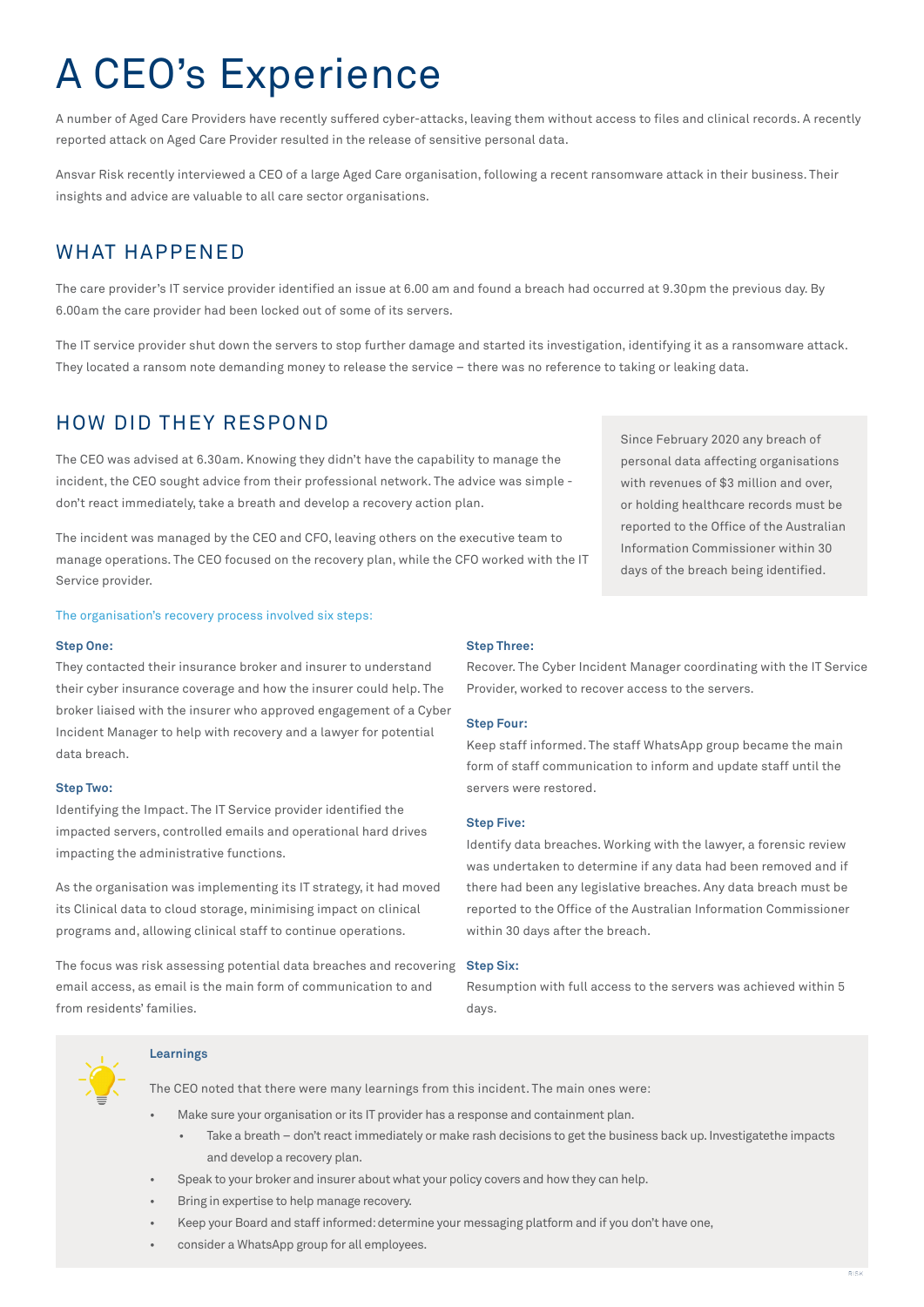# A CEO's Experience

A number of Aged Care Providers have recently suffered cyber-attacks, leaving them without access to files and clinical records. A recently reported attack on Aged Care Provider resulted in the release of sensitive personal data.

Ansvar Risk recently interviewed a CEO of a large Aged Care organisation, following a recent ransomware attack in their business. Their insights and advice are valuable to all care sector organisations.

## WHAT HAPPENED

The care provider's IT service provider identified an issue at 6.00 am and found a breach had occurred at 9.30pm the previous day. By 6.00am the care provider had been locked out of some of its servers.

The IT service provider shut down the servers to stop further damage and started its investigation, identifying it as a ransomware attack. They located a ransom note demanding money to release the service – there was no reference to taking or leaking data.

## HOW DID THEY RESPOND

The CEO was advised at 6.30am. Knowing they didn't have the capability to manage the incident, the CEO sought advice from their professional network. The advice was simple - don't react immediately, take a breath and develop a recovery action plan.

The incident was managed by the CEO and CFO, leaving others on the executive team to manage operations. The CEO focused on the recovery plan, while the CFO worked with the IT Service provider.

> Since February 2020 any breach of personal data affecting organisations with revenues of $3 million and over, or holding healthcare records must be reported to the Office of the Australian Information Commissioner within 30 days of the breach being identified.

The organisation's recovery process involved six steps:

**Step One:**
They contacted their insurance broker and insurer to understand their cyber insurance coverage and how the insurer could help. The broker liaised with the insurer who approved engagement of a Cyber Incident Manager to help with recovery and a lawyer for potential data breach.

**Step Two:**
Identifying the Impact. The IT Service provider identified the impacted servers, controlled emails and operational hard drives impacting the administrative functions.

As the organisation was implementing its IT strategy, it had moved its Clinical data to cloud storage, minimising impact on clinical programs and, allowing clinical staff to continue operations.

The focus was risk assessing potential data breaches and recovering email access, as email is the main form of communication to and from residents' families.

**Step Three:**
Recover. The Cyber Incident Manager coordinating with the IT Service Provider, worked to recover access to the servers.

**Step Four:**
Keep staff informed. The staff WhatsApp group became the main form of staff communication to inform and update staff until the servers were restored.

**Step Five:**
Identify data breaches. Working with the lawyer, a forensic review was undertaken to determine if any data had been removed and if there had been any legislative breaches. Any data breach must be reported to the Office of the Australian Information Commissioner within 30 days after the breach.

**Step Six:**
Resumption with full access to the servers was achieved within 5 days.

**Learnings**

The CEO noted that there were many learnings from this incident. The main ones were:

- Make sure your organisation or its IT provider has a response and containment plan.
  - Take a breath – don't react immediately or make rash decisions to get the business back up. Investigatethe impacts and develop a recovery plan.
- Speak to your broker and insurer about what your policy covers and how they can help.
- Bring in expertise to help manage recovery.
- Keep your Board and staff informed: determine your messaging platform and if you don't have one,
- consider a WhatsApp group for all employees.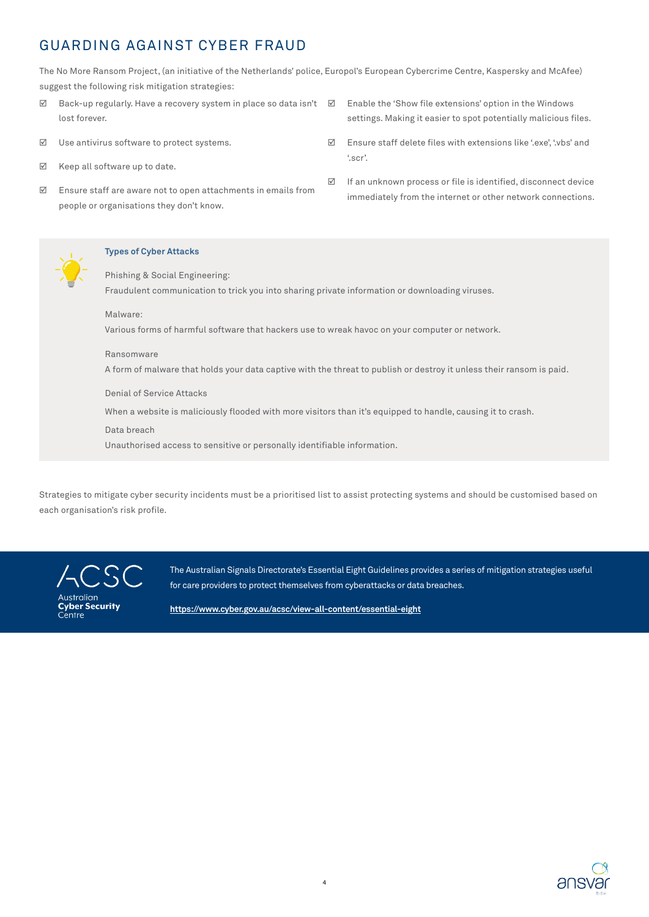## GUARDING AGAINST CYBER FRAUD

The No More Ransom Project, (an initiative of the Netherlands' police, Europol's European Cybercrime Centre, Kaspersky and McAfee) suggest the following risk mitigation strategies:

- ☑ Back-up regularly. Have a recovery system in place so data isn't lost forever.
- ☑ Use antivirus software to protect systems.
- ☑ Keep all software up to date.
- ☑ Ensure staff are aware not to open attachments in emails from people or organisations they don't know.
- ☑ Enable the 'Show file extensions' option in the Windows settings. Making it easier to spot potentially malicious files.
- ☑ Ensure staff delete files with extensions like '.exe', '.vbs' and '.scr'.
- ☑ If an unknown process or file is identified, disconnect device immediately from the internet or other network connections.

### Types of Cyber Attacks

Phishing & Social Engineering:
Fraudulent communication to trick you into sharing private information or downloading viruses.

Malware:
Various forms of harmful software that hackers use to wreak havoc on your computer or network.

Ransomware
A form of malware that holds your data captive with the threat to publish or destroy it unless their ransom is paid.

Denial of Service Attacks
When a website is maliciously flooded with more visitors than it's equipped to handle, causing it to crash.

Data breach
Unauthorised access to sensitive or personally identifiable information.

Strategies to mitigate cyber security incidents must be a prioritised list to assist protecting systems and should be customised based on each organisation's risk profile.

ACSC Australian Cyber Security Centre

The Australian Signals Directorate's Essential Eight Guidelines provides a series of mitigation strategies useful for care providers to protect themselves from cyberattacks or data breaches.

https://www.cyber.gov.au/acsc/view-all-content/essential-eight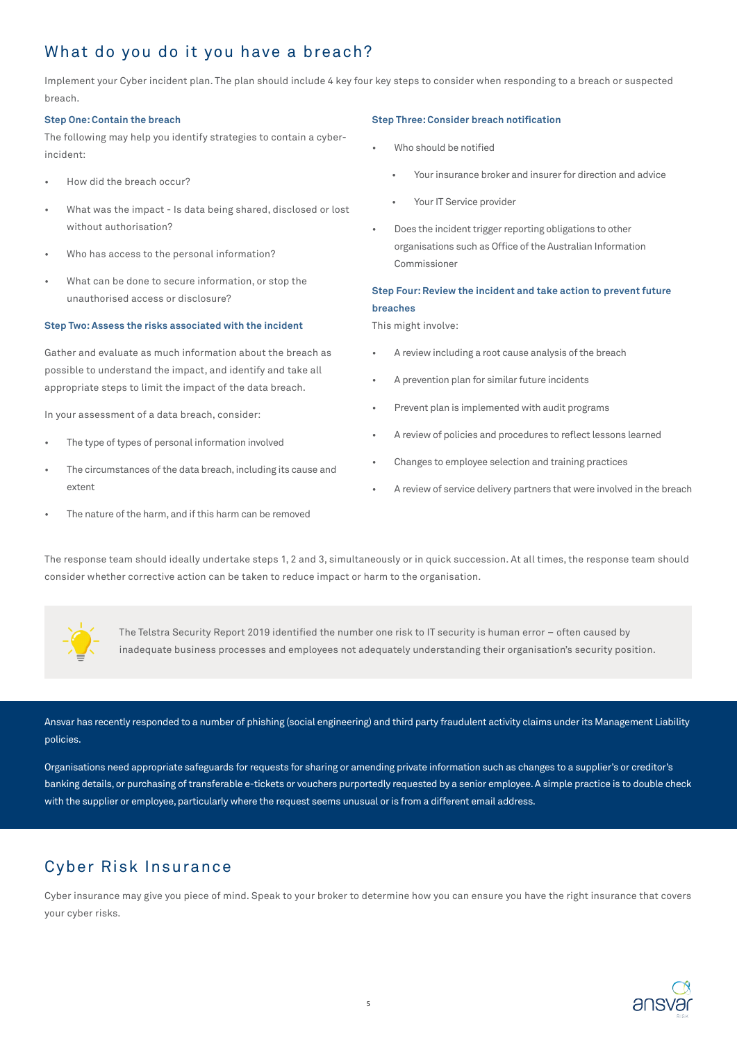## What do you do it you have a breach?

Implement your Cyber incident plan. The plan should include 4 key four key steps to consider when responding to a breach or suspected breach.

**Step One: Contain the breach**

The following may help you identify strategies to contain a cyber-incident:

- How did the breach occur?
- What was the impact - Is data being shared, disclosed or lost without authorisation?
- Who has access to the personal information?
- What can be done to secure information, or stop the unauthorised access or disclosure?

**Step Two: Assess the risks associated with the incident**

Gather and evaluate as much information about the breach as possible to understand the impact, and identify and take all appropriate steps to limit the impact of the data breach.

In your assessment of a data breach, consider:

- The type of types of personal information involved
- The circumstances of the data breach, including its cause and extent
- The nature of the harm, and if this harm can be removed

**Step Three: Consider breach notification**

- Who should be notified
    - Your insurance broker and insurer for direction and advice
    - Your IT Service provider
- Does the incident trigger reporting obligations to other organisations such as Office of the Australian Information Commissioner

**Step Four: Review the incident and take action to prevent future breaches**

This might involve:

- A review including a root cause analysis of the breach
- A prevention plan for similar future incidents
- Prevent plan is implemented with audit programs
- A review of policies and procedures to reflect lessons learned
- Changes to employee selection and training practices
- A review of service delivery partners that were involved in the breach

The response team should ideally undertake steps 1, 2 and 3, simultaneously or in quick succession. At all times, the response team should consider whether corrective action can be taken to reduce impact or harm to the organisation.

> The Telstra Security Report 2019 identified the number one risk to IT security is human error – often caused by inadequate business processes and employees not adequately understanding their organisation's security position.

Ansvar has recently responded to a number of phishing (social engineering) and third party fraudulent activity claims under its Management Liability policies.

Organisations need appropriate safeguards for requests for sharing or amending private information such as changes to a supplier's or creditor's banking details, or purchasing of transferable e-tickets or vouchers purportedly requested by a senior employee. A simple practice is to double check with the supplier or employee, particularly where the request seems unusual or is from a different email address.

## Cyber Risk Insurance

Cyber insurance may give you piece of mind. Speak to your broker to determine how you can ensure you have the right insurance that covers your cyber risks.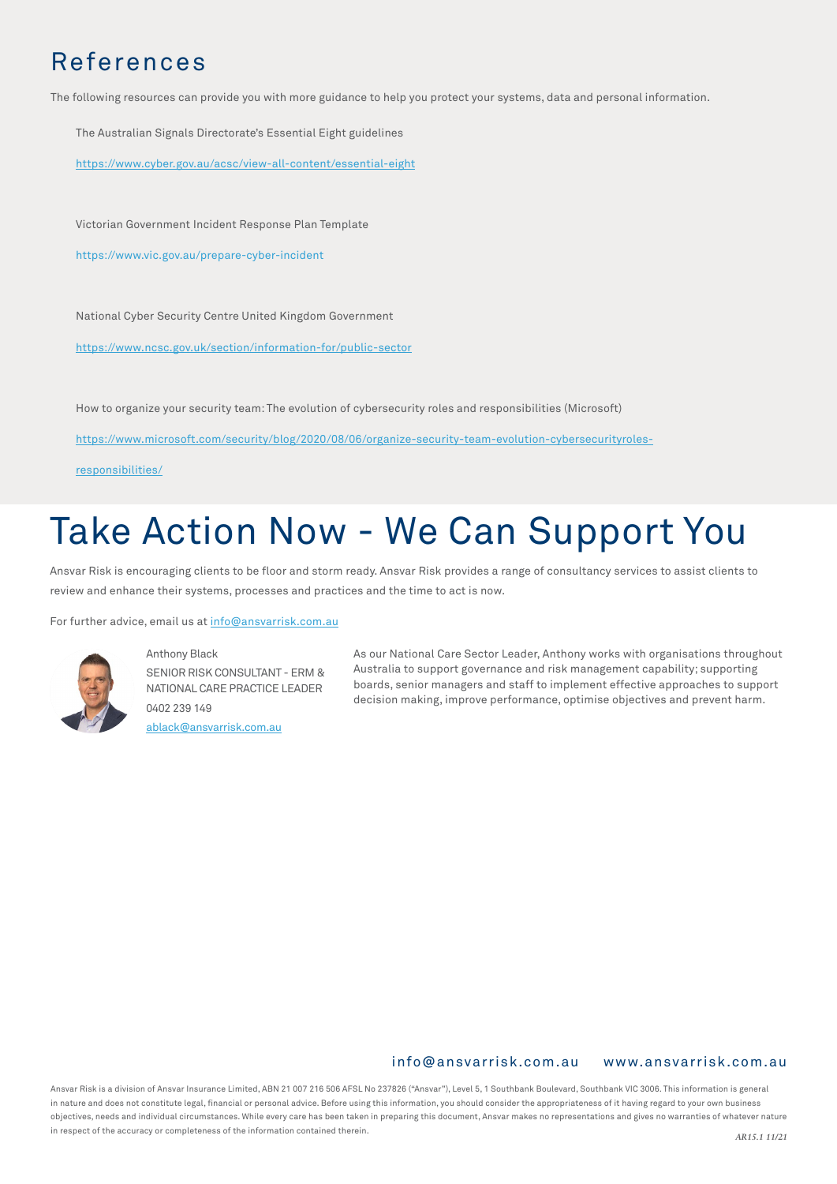# References

The following resources can provide you with more guidance to help you protect your systems, data and personal information.

The Australian Signals Directorate's Essential Eight guidelines

https://www.cyber.gov.au/acsc/view-all-content/essential-eight

Victorian Government Incident Response Plan Template

https://www.vic.gov.au/prepare-cyber-incident

National Cyber Security Centre United Kingdom Government

https://www.ncsc.gov.uk/section/information-for/public-sector

How to organize your security team: The evolution of cybersecurity roles and responsibilities (Microsoft)

https://www.microsoft.com/security/blog/2020/08/06/organize-security-team-evolution-cybersecurityroles-responsibilities/

# Take Action Now - We Can Support You

Ansvar Risk is encouraging clients to be floor and storm ready. Ansvar Risk provides a range of consultancy services to assist clients to review and enhance their systems, processes and practices and the time to act is now.

For further advice, email us at info@ansvarrisk.com.au

Anthony Black
SENIOR RISK CONSULTANT - ERM & NATIONAL CARE PRACTICE LEADER
0402 239 149
ablack@ansvarrisk.com.au

As our National Care Sector Leader, Anthony works with organisations throughout Australia to support governance and risk management capability; supporting boards, senior managers and staff to implement effective approaches to support decision making, improve performance, optimise objectives and prevent harm.

info@ansvarrisk.com.au     www.ansvarrisk.com.au

Ansvar Risk is a division of Ansvar Insurance Limited, ABN 21 007 216 506 AFSL No 237826 ("Ansvar"), Level 5, 1 Southbank Boulevard, Southbank VIC 3006. This information is general in nature and does not constitute legal, financial or personal advice. Before using this information, you should consider the appropriateness of it having regard to your own business objectives, needs and individual circumstances. While every care has been taken in preparing this document, Ansvar makes no representations and gives no warranties of whatever nature in respect of the accuracy or completeness of the information contained therein.

AR15.1 11/21